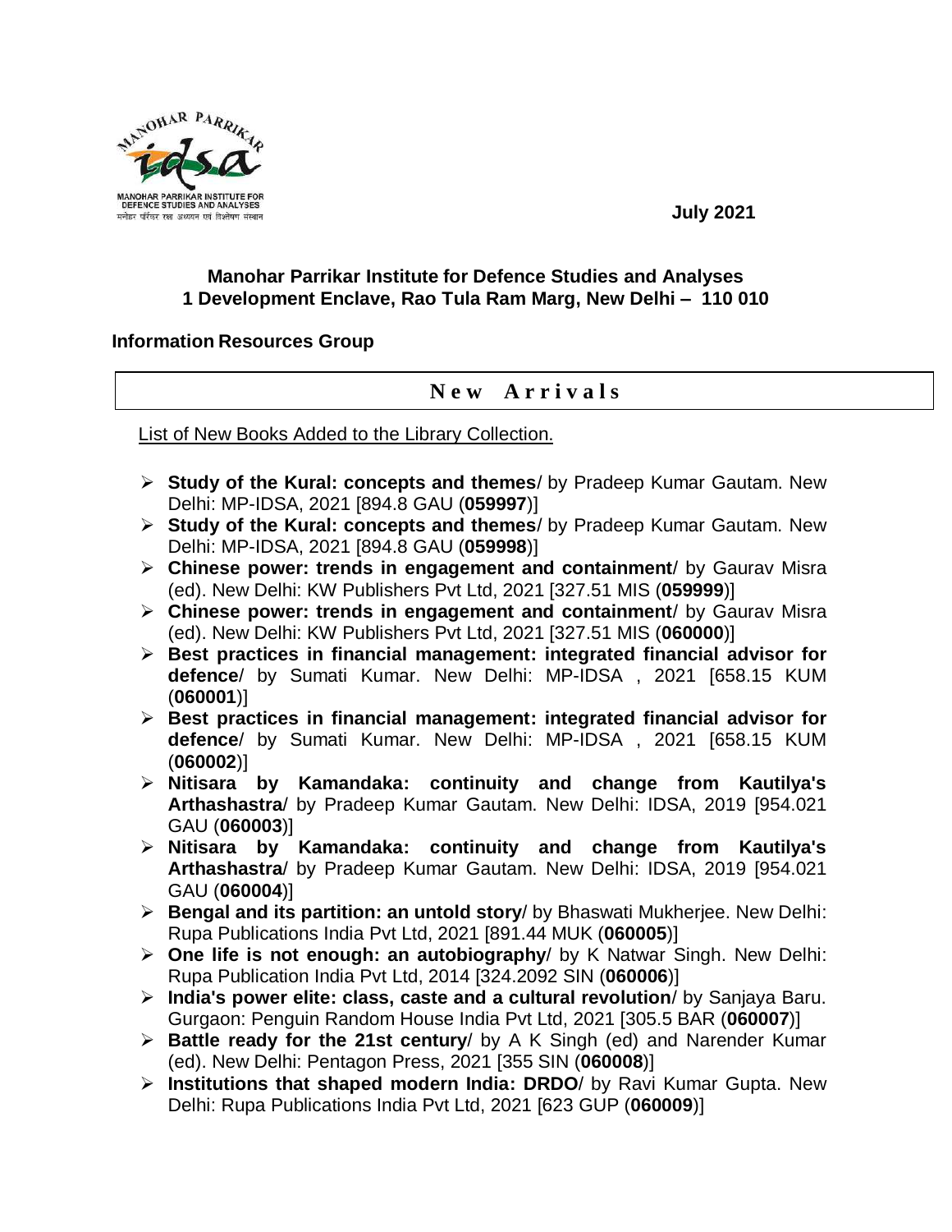July 2021

**Manohar Parrikar Institute for Defence Studies and Analyses**
**1 Development Enclave, Rao Tula Ram Marg, New Delhi – 110 010**

**Information Resources Group**

## New Arrivals

List of New Books Added to the Library Collection.

- **Study of the Kural: concepts and themes**/ by Pradeep Kumar Gautam. New Delhi: MP-IDSA, 2021 [894.8 GAU (**059997**)]
- **Study of the Kural: concepts and themes**/ by Pradeep Kumar Gautam. New Delhi: MP-IDSA, 2021 [894.8 GAU (**059998**)]
- **Chinese power: trends in engagement and containment**/ by Gaurav Misra (ed). New Delhi: KW Publishers Pvt Ltd, 2021 [327.51 MIS (**059999**)]
- **Chinese power: trends in engagement and containment**/ by Gaurav Misra (ed). New Delhi: KW Publishers Pvt Ltd, 2021 [327.51 MIS (**060000**)]
- **Best practices in financial management: integrated financial advisor for defence**/ by Sumati Kumar. New Delhi: MP-IDSA , 2021 [658.15 KUM (**060001**)]
- **Best practices in financial management: integrated financial advisor for defence**/ by Sumati Kumar. New Delhi: MP-IDSA , 2021 [658.15 KUM (**060002**)]
- **Nitisara by Kamandaka: continuity and change from Kautilya's Arthashastra**/ by Pradeep Kumar Gautam. New Delhi: IDSA, 2019 [954.021 GAU (**060003**)]
- **Nitisara by Kamandaka: continuity and change from Kautilya's Arthashastra**/ by Pradeep Kumar Gautam. New Delhi: IDSA, 2019 [954.021 GAU (**060004**)]
- **Bengal and its partition: an untold story**/ by Bhaswati Mukherjee. New Delhi: Rupa Publications India Pvt Ltd, 2021 [891.44 MUK (**060005**)]
- **One life is not enough: an autobiography**/ by K Natwar Singh. New Delhi: Rupa Publication India Pvt Ltd, 2014 [324.2092 SIN (**060006**)]
- **India's power elite: class, caste and a cultural revolution**/ by Sanjaya Baru. Gurgaon: Penguin Random House India Pvt Ltd, 2021 [305.5 BAR (**060007**)]
- **Battle ready for the 21st century**/ by A K Singh (ed) and Narender Kumar (ed). New Delhi: Pentagon Press, 2021 [355 SIN (**060008**)]
- **Institutions that shaped modern India: DRDO**/ by Ravi Kumar Gupta. New Delhi: Rupa Publications India Pvt Ltd, 2021 [623 GUP (**060009**)]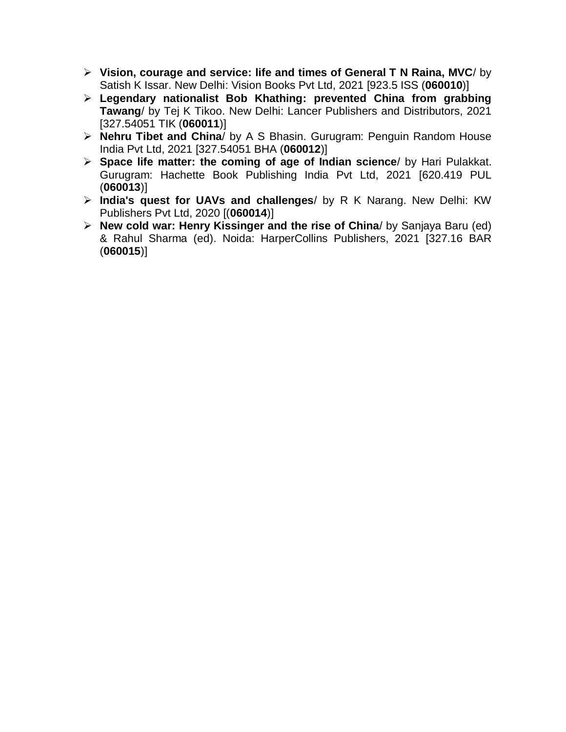- **Vision, courage and service: life and times of General T N Raina, MVC**/ by Satish K Issar. New Delhi: Vision Books Pvt Ltd, 2021 [923.5 ISS (**060010**)]
- **Legendary nationalist Bob Khathing: prevented China from grabbing Tawang**/ by Tej K Tikoo. New Delhi: Lancer Publishers and Distributors, 2021 [327.54051 TIK (**060011**)]
- **Nehru Tibet and China**/ by A S Bhasin. Gurugram: Penguin Random House India Pvt Ltd, 2021 [327.54051 BHA (**060012**)]
- **Space life matter: the coming of age of Indian science**/ by Hari Pulakkat. Gurugram: Hachette Book Publishing India Pvt Ltd, 2021 [620.419 PUL (**060013**)]
- **India's quest for UAVs and challenges**/ by R K Narang. New Delhi: KW Publishers Pvt Ltd, 2020 [(**060014**)]
- **New cold war: Henry Kissinger and the rise of China**/ by Sanjaya Baru (ed) & Rahul Sharma (ed). Noida: HarperCollins Publishers, 2021 [327.16 BAR (**060015**)]